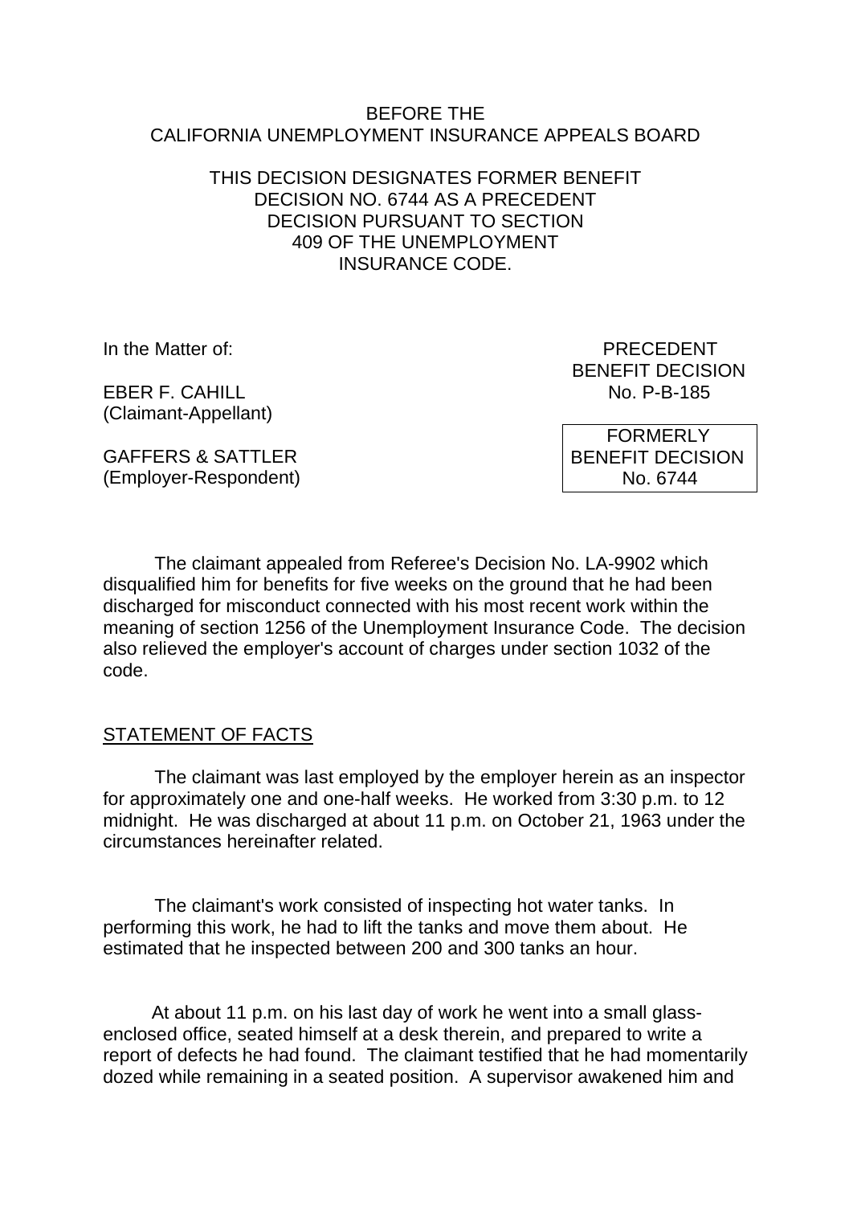BEFORE THE
CALIFORNIA UNEMPLOYMENT INSURANCE APPEALS BOARD

THIS DECISION DESIGNATES FORMER BENEFIT DECISION NO. 6744 AS A PRECEDENT DECISION PURSUANT TO SECTION 409 OF THE UNEMPLOYMENT INSURANCE CODE.

In the Matter of:

EBER F. CAHILL
(Claimant-Appellant)

GAFFERS & SATTLER
(Employer-Respondent)

PRECEDENT
BENEFIT DECISION
No. P-B-185

FORMERLY
BENEFIT DECISION
No. 6744

The claimant appealed from Referee's Decision No. LA-9902 which disqualified him for benefits for five weeks on the ground that he had been discharged for misconduct connected with his most recent work within the meaning of section 1256 of the Unemployment Insurance Code. The decision also relieved the employer's account of charges under section 1032 of the code.

## STATEMENT OF FACTS

The claimant was last employed by the employer herein as an inspector for approximately one and one-half weeks. He worked from 3:30 p.m. to 12 midnight. He was discharged at about 11 p.m. on October 21, 1963 under the circumstances hereinafter related.

The claimant's work consisted of inspecting hot water tanks. In performing this work, he had to lift the tanks and move them about. He estimated that he inspected between 200 and 300 tanks an hour.

At about 11 p.m. on his last day of work he went into a small glass-enclosed office, seated himself at a desk therein, and prepared to write a report of defects he had found. The claimant testified that he had momentarily dozed while remaining in a seated position. A supervisor awakened him and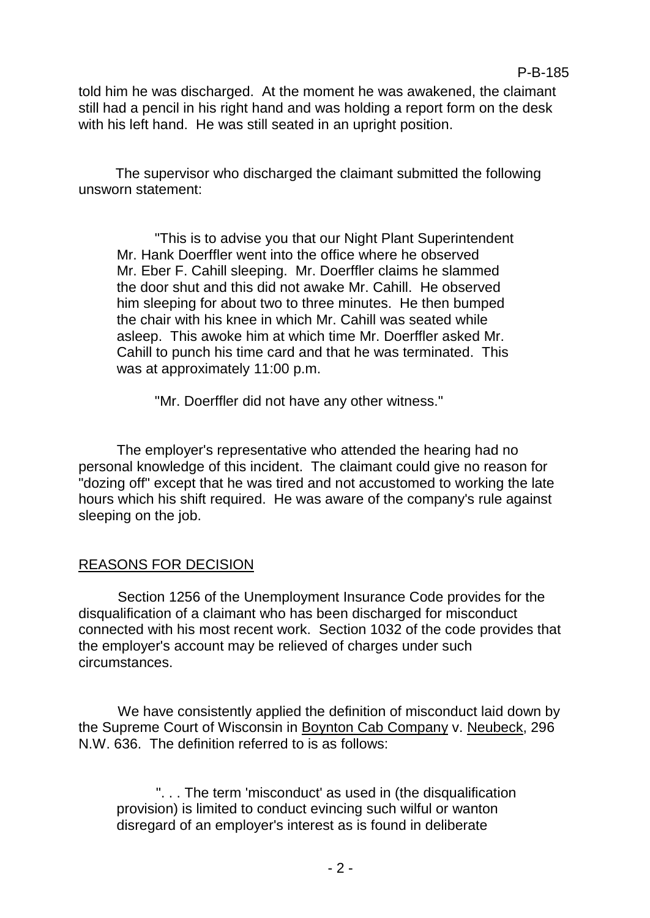told him he was discharged. At the moment he was awakened, the claimant still had a pencil in his right hand and was holding a report form on the desk with his left hand. He was still seated in an upright position.

The supervisor who discharged the claimant submitted the following unsworn statement:

> "This is to advise you that our Night Plant Superintendent Mr. Hank Doerffler went into the office where he observed Mr. Eber F. Cahill sleeping. Mr. Doerffler claims he slammed the door shut and this did not awake Mr. Cahill. He observed him sleeping for about two to three minutes. He then bumped the chair with his knee in which Mr. Cahill was seated while asleep. This awoke him at which time Mr. Doerffler asked Mr. Cahill to punch his time card and that he was terminated. This was at approximately 11:00 p.m.
>
> "Mr. Doerffler did not have any other witness."

The employer's representative who attended the hearing had no personal knowledge of this incident. The claimant could give no reason for "dozing off" except that he was tired and not accustomed to working the late hours which his shift required. He was aware of the company's rule against sleeping on the job.

## REASONS FOR DECISION

Section 1256 of the Unemployment Insurance Code provides for the disqualification of a claimant who has been discharged for misconduct connected with his most recent work. Section 1032 of the code provides that the employer's account may be relieved of charges under such circumstances.

We have consistently applied the definition of misconduct laid down by the Supreme Court of Wisconsin in Boynton Cab Company v. Neubeck, 296 N.W. 636. The definition referred to is as follows:

> ". . . The term 'misconduct' as used in (the disqualification provision) is limited to conduct evincing such wilful or wanton disregard of an employer's interest as is found in deliberate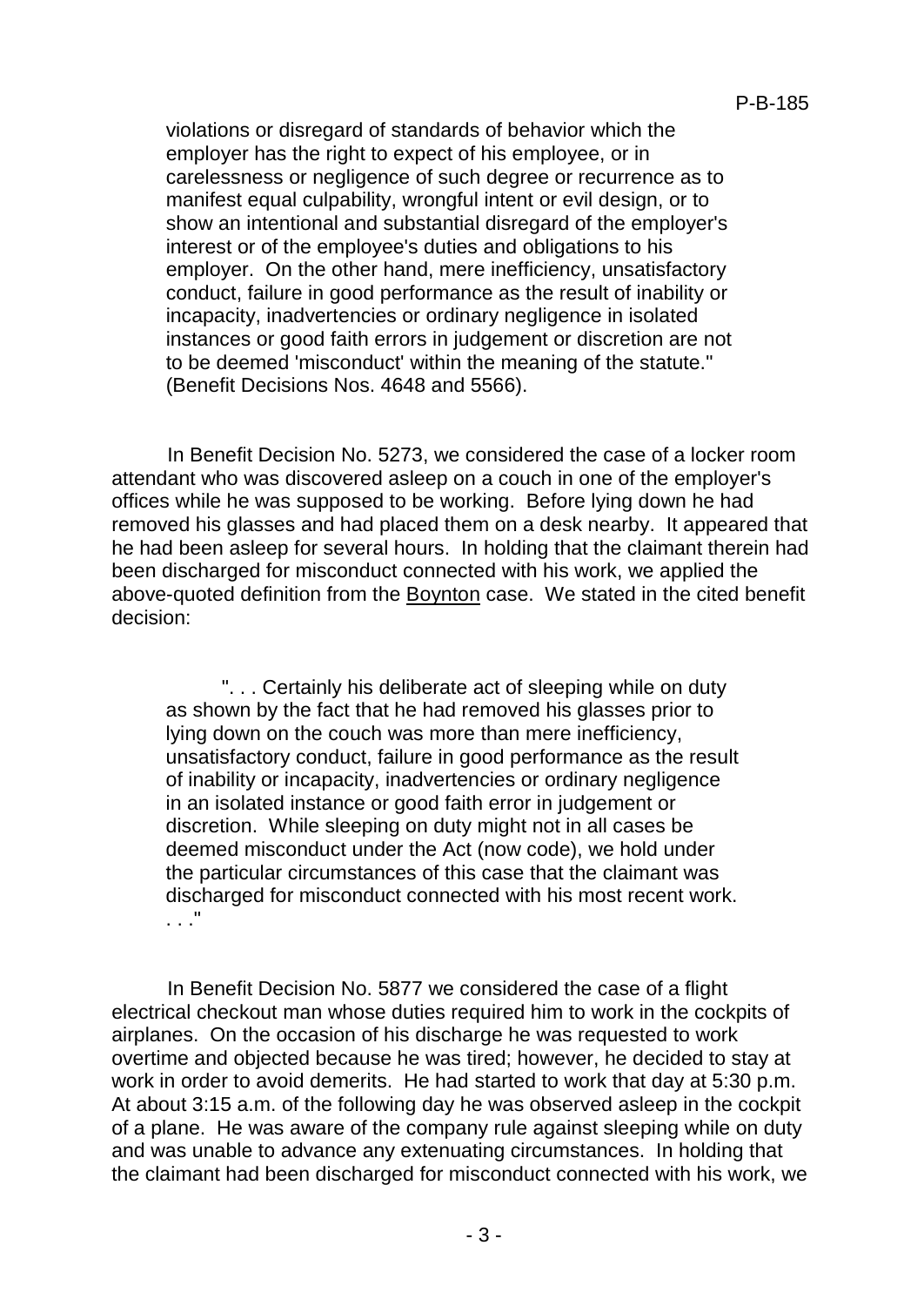> violations or disregard of standards of behavior which the employer has the right to expect of his employee, or in carelessness or negligence of such degree or recurrence as to manifest equal culpability, wrongful intent or evil design, or to show an intentional and substantial disregard of the employer's interest or of the employee's duties and obligations to his employer. On the other hand, mere inefficiency, unsatisfactory conduct, failure in good performance as the result of inability or incapacity, inadvertencies or ordinary negligence in isolated instances or good faith errors in judgement or discretion are not to be deemed 'misconduct' within the meaning of the statute." (Benefit Decisions Nos. 4648 and 5566).

In Benefit Decision No. 5273, we considered the case of a locker room attendant who was discovered asleep on a couch in one of the employer's offices while he was supposed to be working. Before lying down he had removed his glasses and had placed them on a desk nearby. It appeared that he had been asleep for several hours. In holding that the claimant therein had been discharged for misconduct connected with his work, we applied the above-quoted definition from the Boynton case. We stated in the cited benefit decision:

> ". . . Certainly his deliberate act of sleeping while on duty as shown by the fact that he had removed his glasses prior to lying down on the couch was more than mere inefficiency, unsatisfactory conduct, failure in good performance as the result of inability or incapacity, inadvertencies or ordinary negligence in an isolated instance or good faith error in judgement or discretion. While sleeping on duty might not in all cases be deemed misconduct under the Act (now code), we hold under the particular circumstances of this case that the claimant was discharged for misconduct connected with his most recent work. . . ."

In Benefit Decision No. 5877 we considered the case of a flight electrical checkout man whose duties required him to work in the cockpits of airplanes. On the occasion of his discharge he was requested to work overtime and objected because he was tired; however, he decided to stay at work in order to avoid demerits. He had started to work that day at 5:30 p.m. At about 3:15 a.m. of the following day he was observed asleep in the cockpit of a plane. He was aware of the company rule against sleeping while on duty and was unable to advance any extenuating circumstances. In holding that the claimant had been discharged for misconduct connected with his work, we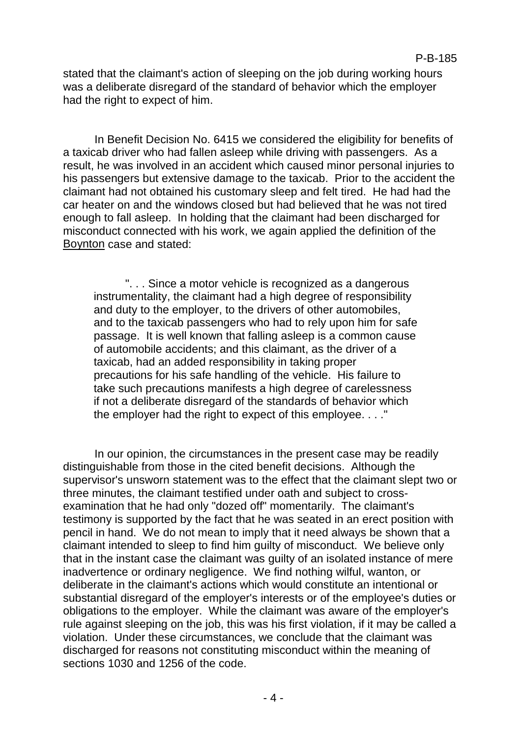stated that the claimant's action of sleeping on the job during working hours was a deliberate disregard of the standard of behavior which the employer had the right to expect of him.

In Benefit Decision No. 6415 we considered the eligibility for benefits of a taxicab driver who had fallen asleep while driving with passengers. As a result, he was involved in an accident which caused minor personal injuries to his passengers but extensive damage to the taxicab. Prior to the accident the claimant had not obtained his customary sleep and felt tired. He had had the car heater on and the windows closed but had believed that he was not tired enough to fall asleep. In holding that the claimant had been discharged for misconduct connected with his work, we again applied the definition of the Boynton case and stated:

> ". . . Since a motor vehicle is recognized as a dangerous instrumentality, the claimant had a high degree of responsibility and duty to the employer, to the drivers of other automobiles, and to the taxicab passengers who had to rely upon him for safe passage. It is well known that falling asleep is a common cause of automobile accidents; and this claimant, as the driver of a taxicab, had an added responsibility in taking proper precautions for his safe handling of the vehicle. His failure to take such precautions manifests a high degree of carelessness if not a deliberate disregard of the standards of behavior which the employer had the right to expect of this employee. . . ."

In our opinion, the circumstances in the present case may be readily distinguishable from those in the cited benefit decisions. Although the supervisor's unsworn statement was to the effect that the claimant slept two or three minutes, the claimant testified under oath and subject to cross-examination that he had only "dozed off" momentarily. The claimant's testimony is supported by the fact that he was seated in an erect position with pencil in hand. We do not mean to imply that it need always be shown that a claimant intended to sleep to find him guilty of misconduct. We believe only that in the instant case the claimant was guilty of an isolated instance of mere inadvertence or ordinary negligence. We find nothing wilful, wanton, or deliberate in the claimant's actions which would constitute an intentional or substantial disregard of the employer's interests or of the employee's duties or obligations to the employer. While the claimant was aware of the employer's rule against sleeping on the job, this was his first violation, if it may be called a violation. Under these circumstances, we conclude that the claimant was discharged for reasons not constituting misconduct within the meaning of sections 1030 and 1256 of the code.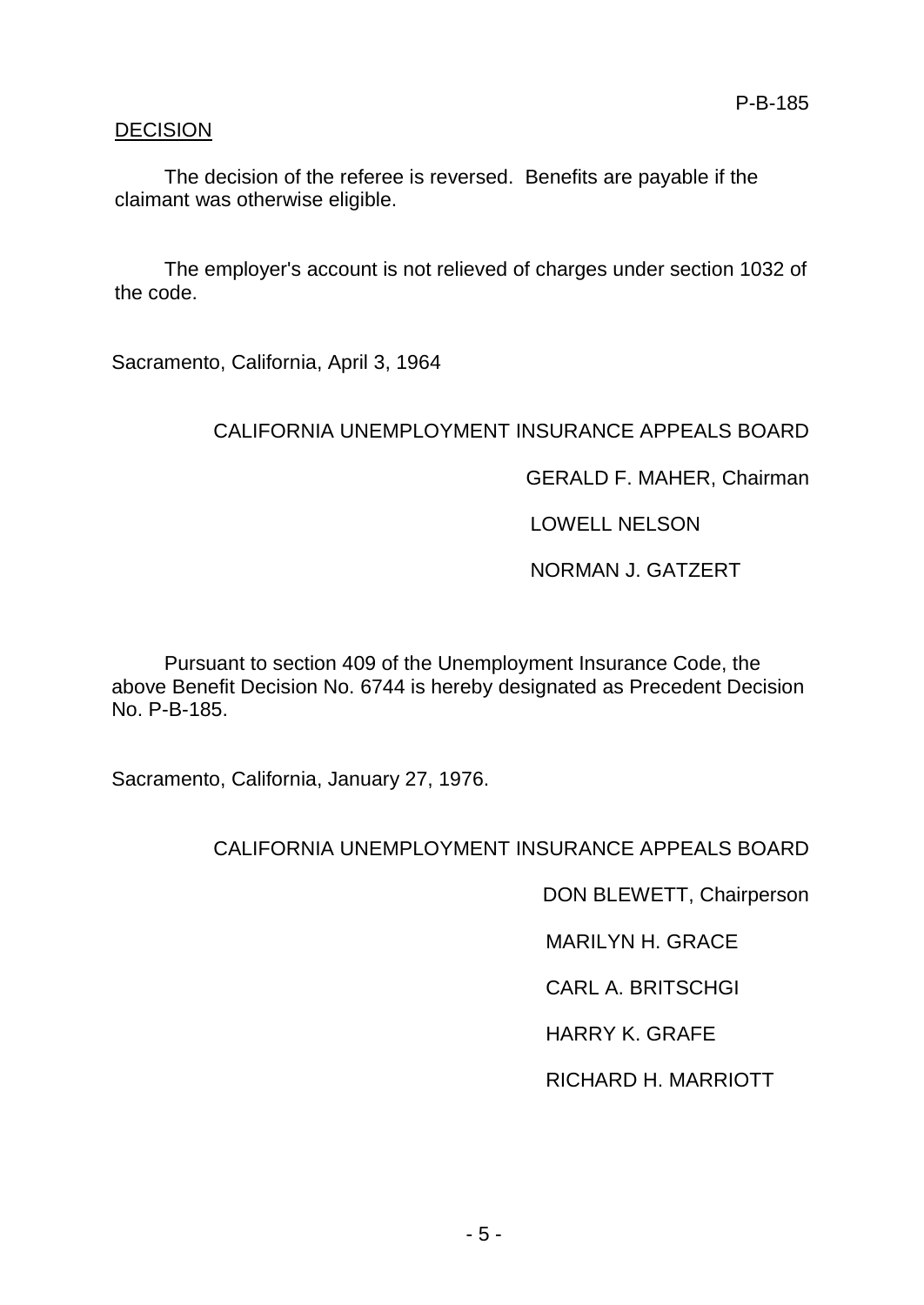## DECISION

The decision of the referee is reversed. Benefits are payable if the claimant was otherwise eligible.

The employer's account is not relieved of charges under section 1032 of the code.

Sacramento, California, April 3, 1964

CALIFORNIA UNEMPLOYMENT INSURANCE APPEALS BOARD

GERALD F. MAHER, Chairman

LOWELL NELSON

NORMAN J. GATZERT

Pursuant to section 409 of the Unemployment Insurance Code, the above Benefit Decision No. 6744 is hereby designated as Precedent Decision No. P-B-185.

Sacramento, California, January 27, 1976.

CALIFORNIA UNEMPLOYMENT INSURANCE APPEALS BOARD

DON BLEWETT, Chairperson

MARILYN H. GRACE

CARL A. BRITSCHGI

HARRY K. GRAFE

RICHARD H. MARRIOTT